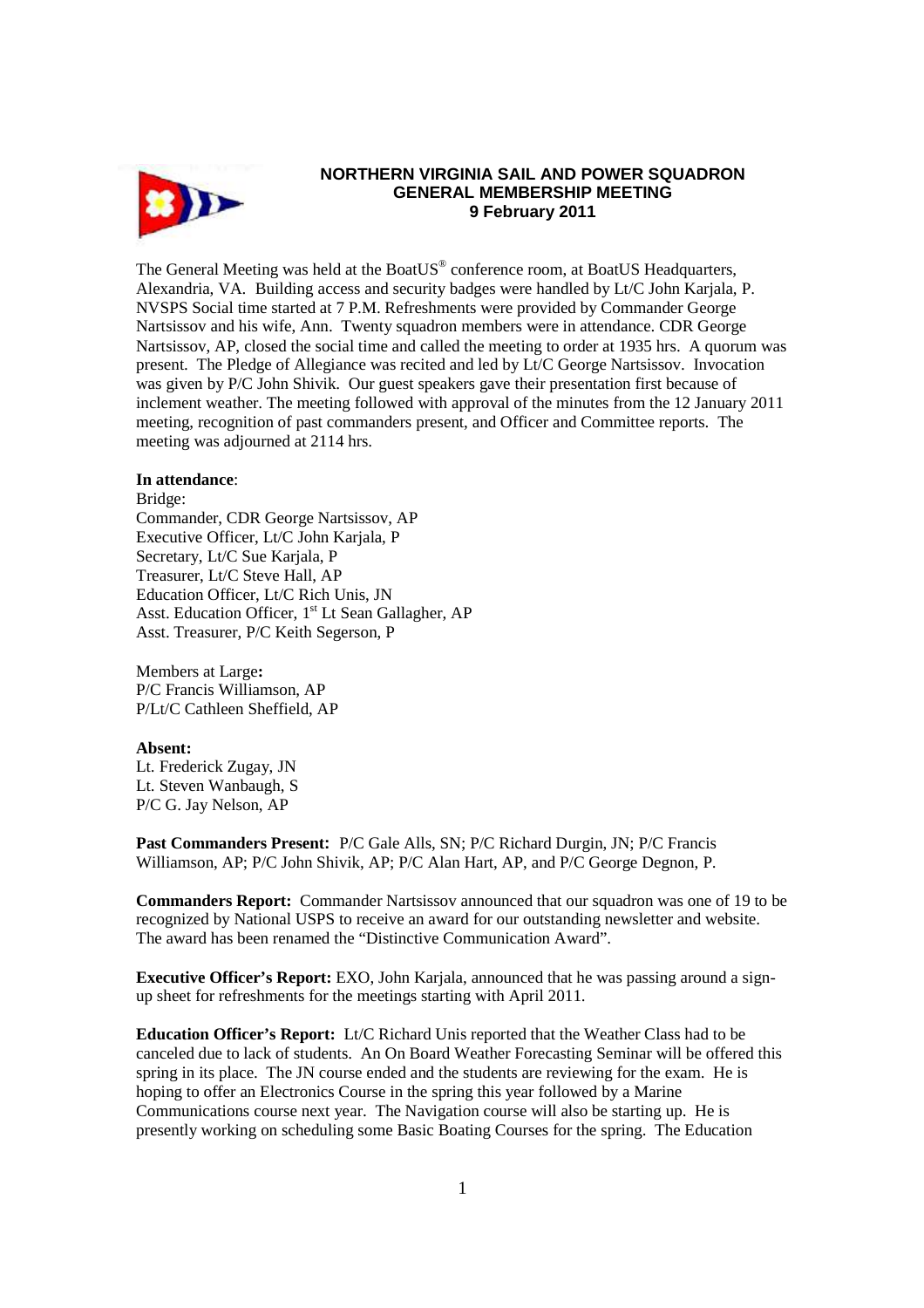# NORTHERN VIRGINIA SAIL AND POWER SQUADRON
## GENERAL MEMBERSHIP MEETING
### 9 February 2011

The General Meeting was held at the BoatUS® conference room, at BoatUS Headquarters, Alexandria, VA. Building access and security badges were handled by Lt/C John Karjala, P. NVSPS Social time started at 7 P.M. Refreshments were provided by Commander George Nartsissov and his wife, Ann. Twenty squadron members were in attendance. CDR George Nartsissov, AP, closed the social time and called the meeting to order at 1935 hrs. A quorum was present. The Pledge of Allegiance was recited and led by Lt/C George Nartsissov. Invocation was given by P/C John Shivik. Our guest speakers gave their presentation first because of inclement weather. The meeting followed with approval of the minutes from the 12 January 2011 meeting, recognition of past commanders present, and Officer and Committee reports. The meeting was adjourned at 2114 hrs.

**In attendance**:

Bridge:
Commander, CDR George Nartsissov, AP
Executive Officer, Lt/C John Karjala, P
Secretary, Lt/C Sue Karjala, P
Treasurer, Lt/C Steve Hall, AP
Education Officer, Lt/C Rich Unis, JN
Asst. Education Officer, 1st Lt Sean Gallagher, AP
Asst. Treasurer, P/C Keith Segerson, P

Members at Large**:**
P/C Francis Williamson, AP
P/Lt/C Cathleen Sheffield, AP

**Absent:**
Lt. Frederick Zugay, JN
Lt. Steven Wanbaugh, S
P/C G. Jay Nelson, AP

**Past Commanders Present:** P/C Gale Alls, SN; P/C Richard Durgin, JN; P/C Francis Williamson, AP; P/C John Shivik, AP; P/C Alan Hart, AP, and P/C George Degnon, P.

**Commanders Report:** Commander Nartsissov announced that our squadron was one of 19 to be recognized by National USPS to receive an award for our outstanding newsletter and website. The award has been renamed the "Distinctive Communication Award".

**Executive Officer's Report:** EXO, John Karjala, announced that he was passing around a sign-up sheet for refreshments for the meetings starting with April 2011.

**Education Officer's Report:** Lt/C Richard Unis reported that the Weather Class had to be canceled due to lack of students. An On Board Weather Forecasting Seminar will be offered this spring in its place. The JN course ended and the students are reviewing for the exam. He is hoping to offer an Electronics Course in the spring this year followed by a Marine Communications course next year. The Navigation course will also be starting up. He is presently working on scheduling some Basic Boating Courses for the spring. The Education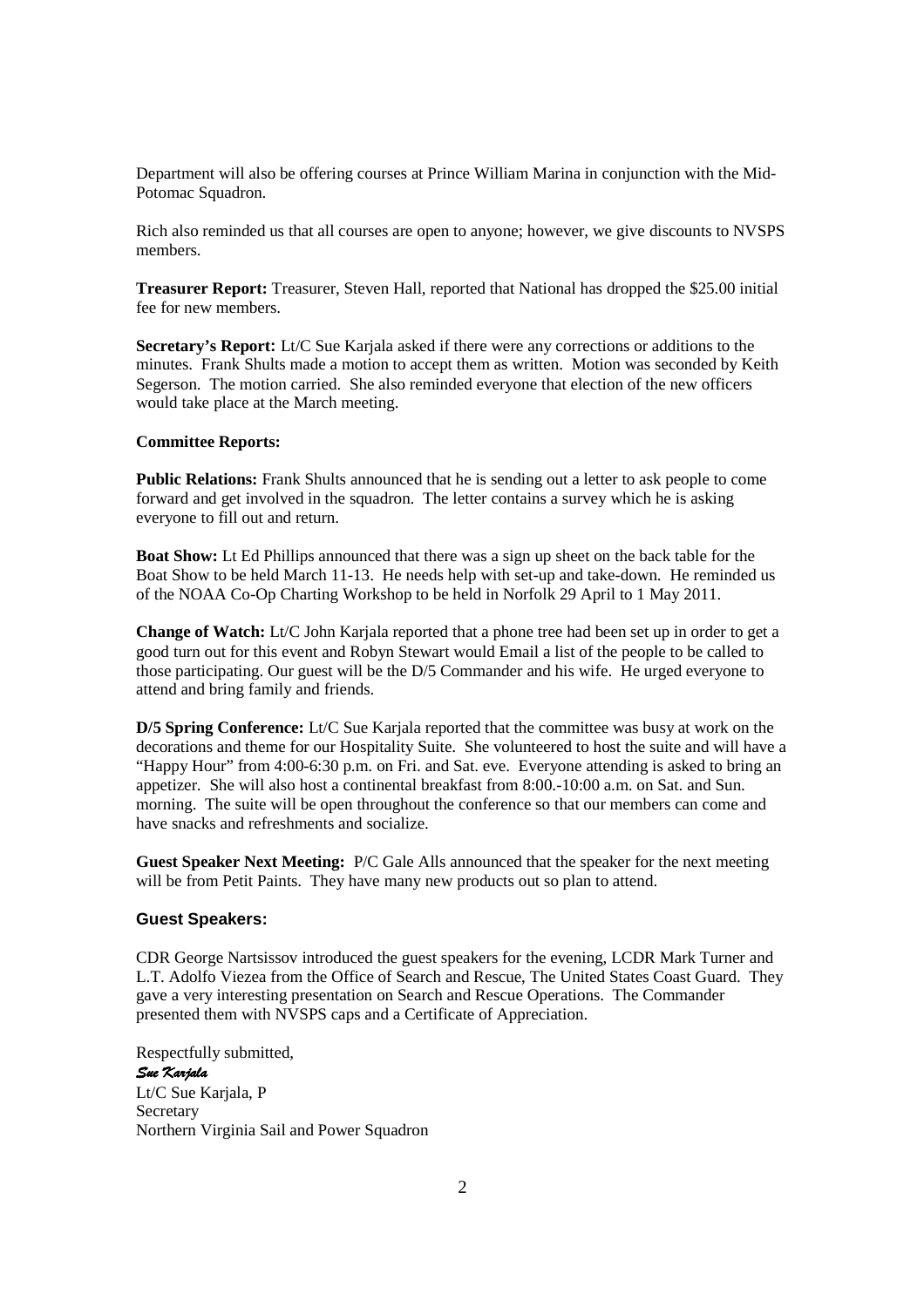Department will also be offering courses at Prince William Marina in conjunction with the Mid-Potomac Squadron.

Rich also reminded us that all courses are open to anyone; however, we give discounts to NVSPS members.

**Treasurer Report:** Treasurer, Steven Hall, reported that National has dropped the $25.00 initial fee for new members.

**Secretary's Report:** Lt/C Sue Karjala asked if there were any corrections or additions to the minutes. Frank Shults made a motion to accept them as written. Motion was seconded by Keith Segerson. The motion carried. She also reminded everyone that election of the new officers would take place at the March meeting.

**Committee Reports:**

**Public Relations:** Frank Shults announced that he is sending out a letter to ask people to come forward and get involved in the squadron. The letter contains a survey which he is asking everyone to fill out and return.

**Boat Show:** Lt Ed Phillips announced that there was a sign up sheet on the back table for the Boat Show to be held March 11-13. He needs help with set-up and take-down. He reminded us of the NOAA Co-Op Charting Workshop to be held in Norfolk 29 April to 1 May 2011.

**Change of Watch:** Lt/C John Karjala reported that a phone tree had been set up in order to get a good turn out for this event and Robyn Stewart would Email a list of the people to be called to those participating. Our guest will be the D/5 Commander and his wife. He urged everyone to attend and bring family and friends.

**D/5 Spring Conference:** Lt/C Sue Karjala reported that the committee was busy at work on the decorations and theme for our Hospitality Suite. She volunteered to host the suite and will have a "Happy Hour" from 4:00-6:30 p.m. on Fri. and Sat. eve. Everyone attending is asked to bring an appetizer. She will also host a continental breakfast from 8:00.-10:00 a.m. on Sat. and Sun. morning. The suite will be open throughout the conference so that our members can come and have snacks and refreshments and socialize.

**Guest Speaker Next Meeting:** P/C Gale Alls announced that the speaker for the next meeting will be from Petit Paints. They have many new products out so plan to attend.

### Guest Speakers:

CDR George Nartsissov introduced the guest speakers for the evening, LCDR Mark Turner and L.T. Adolfo Viezea from the Office of Search and Rescue, The United States Coast Guard. They gave a very interesting presentation on Search and Rescue Operations. The Commander presented them with NVSPS caps and a Certificate of Appreciation.

Respectfully submitted,
*Sue Karjala*
Lt/C Sue Karjala, P
Secretary
Northern Virginia Sail and Power Squadron